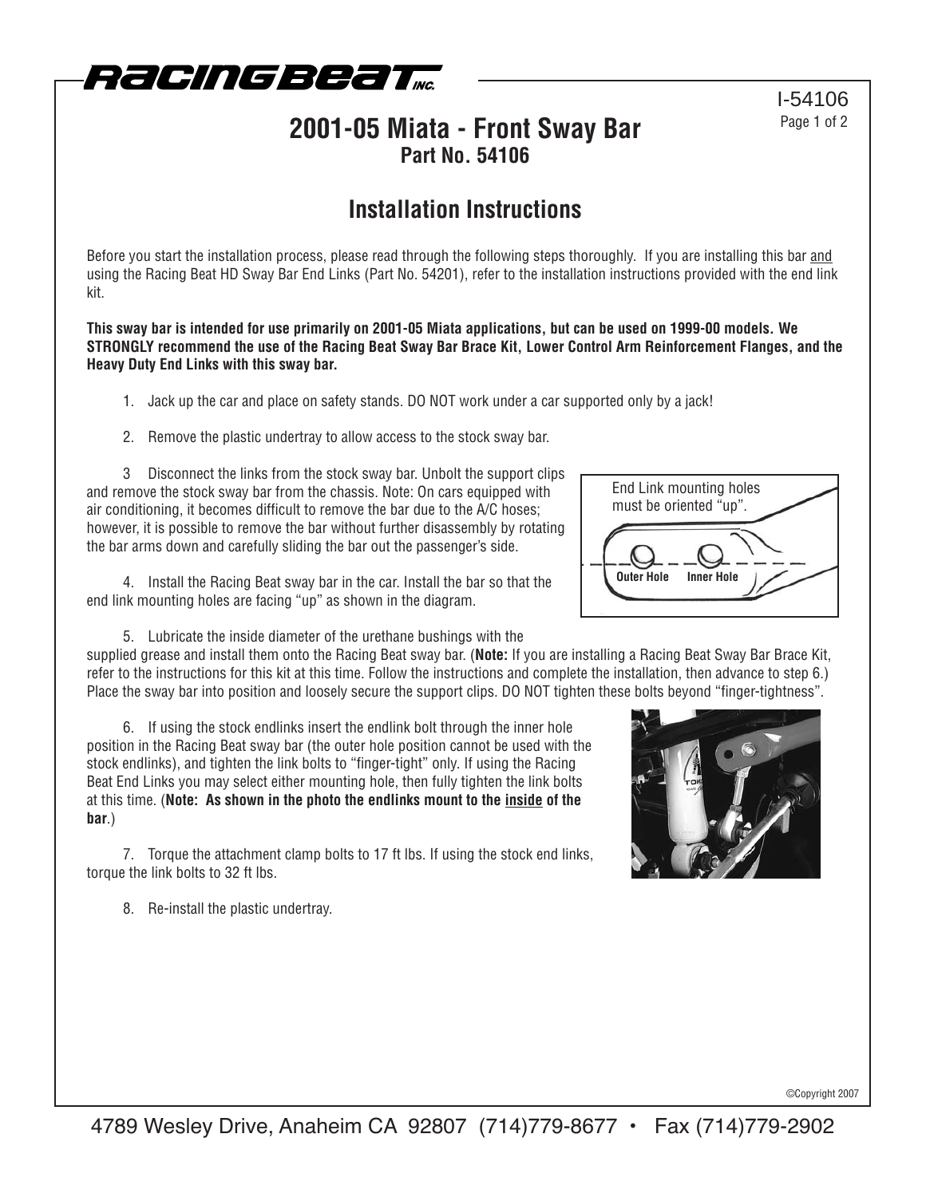# 2001-05 Miata - Front Sway Bar

**Part No. 54106**

## Installation Instructions

Before you start the installation process, please read through the following steps thoroughly. If you are installing this bar and using the Racing Beat HD Sway Bar End Links (Part No. 54201), refer to the installation instructions provided with the end link kit.

**This sway bar is intended for use primarily on 2001-05 Miata applications, but can be used on 1999-00 models. We STRONGLY recommend the use of the Racing Beat Sway Bar Brace Kit, Lower Control Arm Reinforcement Flanges, and the Heavy Duty End Links with this sway bar.**

1. Jack up the car and place on safety stands. DO NOT work under a car supported only by a jack!

2. Remove the plastic undertray to allow access to the stock sway bar.

3. Disconnect the links from the stock sway bar. Unbolt the support clips and remove the stock sway bar from the chassis. Note: On cars equipped with air conditioning, it becomes difficult to remove the bar due to the A/C hoses; however, it is possible to remove the bar without further disassembly by rotating the bar arms down and carefully sliding the bar out the passenger's side.

4. Install the Racing Beat sway bar in the car. Install the bar so that the end link mounting holes are facing "up" as shown in the diagram.

End Link mounting holes must be oriented "up".

**Outer Hole** **Inner Hole**

5. Lubricate the inside diameter of the urethane bushings with the supplied grease and install them onto the Racing Beat sway bar. (**Note:** If you are installing a Racing Beat Sway Bar Brace Kit, refer to the instructions for this kit at this time. Follow the instructions and complete the installation, then advance to step 6.) Place the sway bar into position and loosely secure the support clips. DO NOT tighten these bolts beyond "finger-tightness".

6. If using the stock endlinks insert the endlink bolt through the inner hole position in the Racing Beat sway bar (the outer hole position cannot be used with the stock endlinks), and tighten the link bolts to "finger-tight" only. If using the Racing Beat End Links you may select either mounting hole, then fully tighten the link bolts at this time. (**Note: As shown in the photo the endlinks mount to the inside of the bar**.)

7. Torque the attachment clamp bolts to 17 ft lbs. If using the stock end links, torque the link bolts to 32 ft lbs.

8. Re-install the plastic undertray.

©Copyright 2007

4789 Wesley Drive, Anaheim CA 92807 (714)779-8677 • Fax (714)779-2902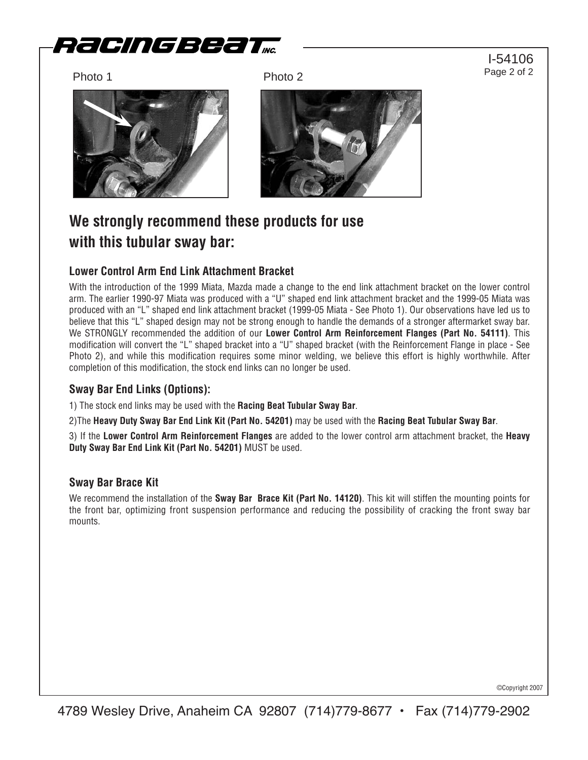Photo 1

Photo 2

# We strongly recommend these products for use with this tubular sway bar:

### Lower Control Arm End Link Attachment Bracket

With the introduction of the 1999 Miata, Mazda made a change to the end link attachment bracket on the lower control arm. The earlier 1990-97 Miata was produced with a "U" shaped end link attachment bracket and the 1999-05 Miata was produced with an "L" shaped end link attachment bracket (1999-05 Miata - See Photo 1). Our observations have led us to believe that this "L" shaped design may not be strong enough to handle the demands of a stronger aftermarket sway bar. We STRONGLY recommended the addition of our **Lower Control Arm Reinforcement Flanges (Part No. 54111)**. This modification will convert the "L" shaped bracket into a "U" shaped bracket (with the Reinforcement Flange in place - See Photo 2), and while this modification requires some minor welding, we believe this effort is highly worthwhile. After completion of this modification, the stock end links can no longer be used.

### Sway Bar End Links (Options):

1) The stock end links may be used with the **Racing Beat Tubular Sway Bar**.

2)The **Heavy Duty Sway Bar End Link Kit (Part No. 54201)** may be used with the **Racing Beat Tubular Sway Bar**.

3) If the **Lower Control Arm Reinforcement Flanges** are added to the lower control arm attachment bracket, the **Heavy Duty Sway Bar End Link Kit (Part No. 54201)** MUST be used.

### Sway Bar Brace Kit

We recommend the installation of the **Sway Bar Brace Kit (Part No. 14120)**. This kit will stiffen the mounting points for the front bar, optimizing front suspension performance and reducing the possibility of cracking the front sway bar mounts.

©Copyright 2007

4789 Wesley Drive, Anaheim CA 92807 (714)779-8677 • Fax (714)779-2902